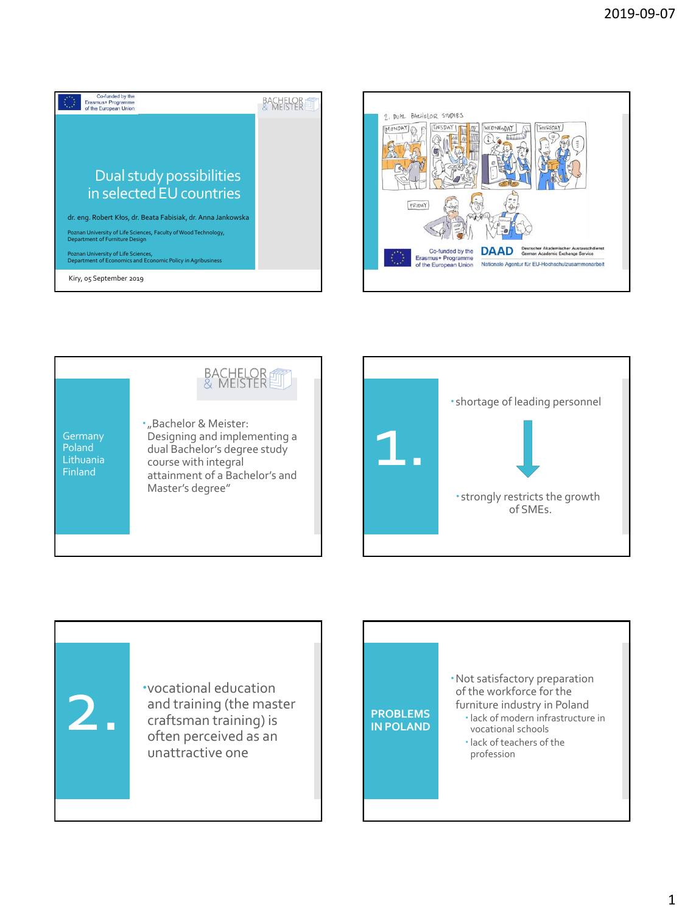Co-funded by the Erasmus+ Programme of the European Union

BACHELOR & MEISTER

# Dual study possibilities in selected EU countries

dr. eng. Robert Kłos, dr. Beata Fabisiak, dr. Anna Jankowska

Poznan University of Life Sciences, Faculty of Wood Technology, Department of Furniture Design

Poznan University of Life Sciences, Department of Economics and Economic Policy in Agribusiness

Kiry, 05 September 2019

---

2. DUAL BACHELOR STUDIES

MONDAY | TUESDAY | WEDNESDAY | THURSDAY | FRIDAY

Co-funded by the Erasmus+ Programme of the European Union

DAAD Deutscher Akademischer Austauschdienst German Academic Exchange Service

Nationale Agentur für EU-Hochschulzusammenarbeit

---

BACHELOR & MEISTER

Germany
Poland
Lithuania
Finland

- „Bachelor & Meister: Designing and implementing a dual Bachelor's degree study course with integral attainment of a Bachelor's and Master's degree"

---

## 1.

- shortage of leading personnel

↓

- strongly restricts the growth of SMEs.

---

## 2.

- vocational education and training (the master craftsman training) is often perceived as an unattractive one

---

## PROBLEMS IN POLAND

- Not satisfactory preparation of the workforce for the furniture industry in Poland
  - lack of modern infrastructure in vocational schools
  - lack of teachers of the profession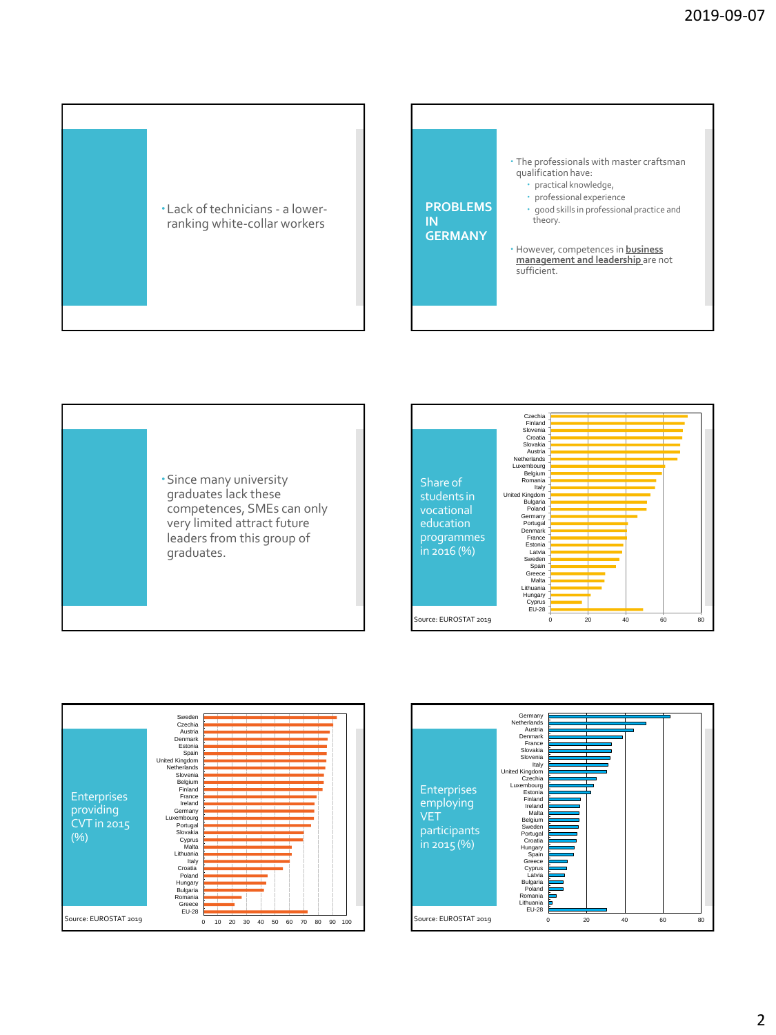- Lack of technicians - a lower-ranking white-collar workers

## PROBLEMS IN GERMANY

- The professionals with master craftsman qualification have:
  - practical knowledge,
  - professional experience
  - good skills in professional practice and theory.
- However, competences in **business management and leadership** are not sufficient.

- Since many university graduates lack these competences, SMEs can only very limited attract future leaders from this group of graduates.

## Share of students in vocational education programmes in 2016 (%)

Countries (top to bottom): Czechia, Finland, Slovenia, Croatia, Slovakia, Austria, Netherlands, Luxembourg, Belgium, Romania, Italy, United Kingdom, Bulgaria, Poland, Germany, Portugal, Denmark, France, Estonia, Latvia, Sweden, Spain, Greece, Malta, Lithuania, Hungary, Cyprus, EU-28

Axis: 0, 20, 40, 60, 80

Source: EUROSTAT 2019

## Enterprises providing CVT in 2015 (%)

Countries (top to bottom): Sweden, Czechia, Austria, Denmark, Estonia, Spain, United Kingdom, Netherlands, Slovenia, Belgium, Finland, France, Ireland, Germany, Luxembourg, Portugal, Slovakia, Cyprus, Malta, Lithuania, Italy, Croatia, Poland, Hungary, Bulgaria, Romania, Greece, EU-28

Axis: 0, 10, 20, 30, 40, 50, 60, 70, 80, 90, 100

Source: EUROSTAT 2019

## Enterprises employing VET participants in 2015 (%)

Countries (top to bottom): Germany, Netherlands, Austria, Denmark, France, Slovakia, Slovenia, Italy, United Kingdom, Czechia, Luxembourg, Estonia, Finland, Ireland, Malta, Belgium, Sweden, Portugal, Croatia, Hungary, Spain, Greece, Cyprus, Latvia, Bulgaria, Poland, Romania, Lithuania, EU-28

Axis: 0, 20, 40, 60, 80

Source: EUROSTAT 2019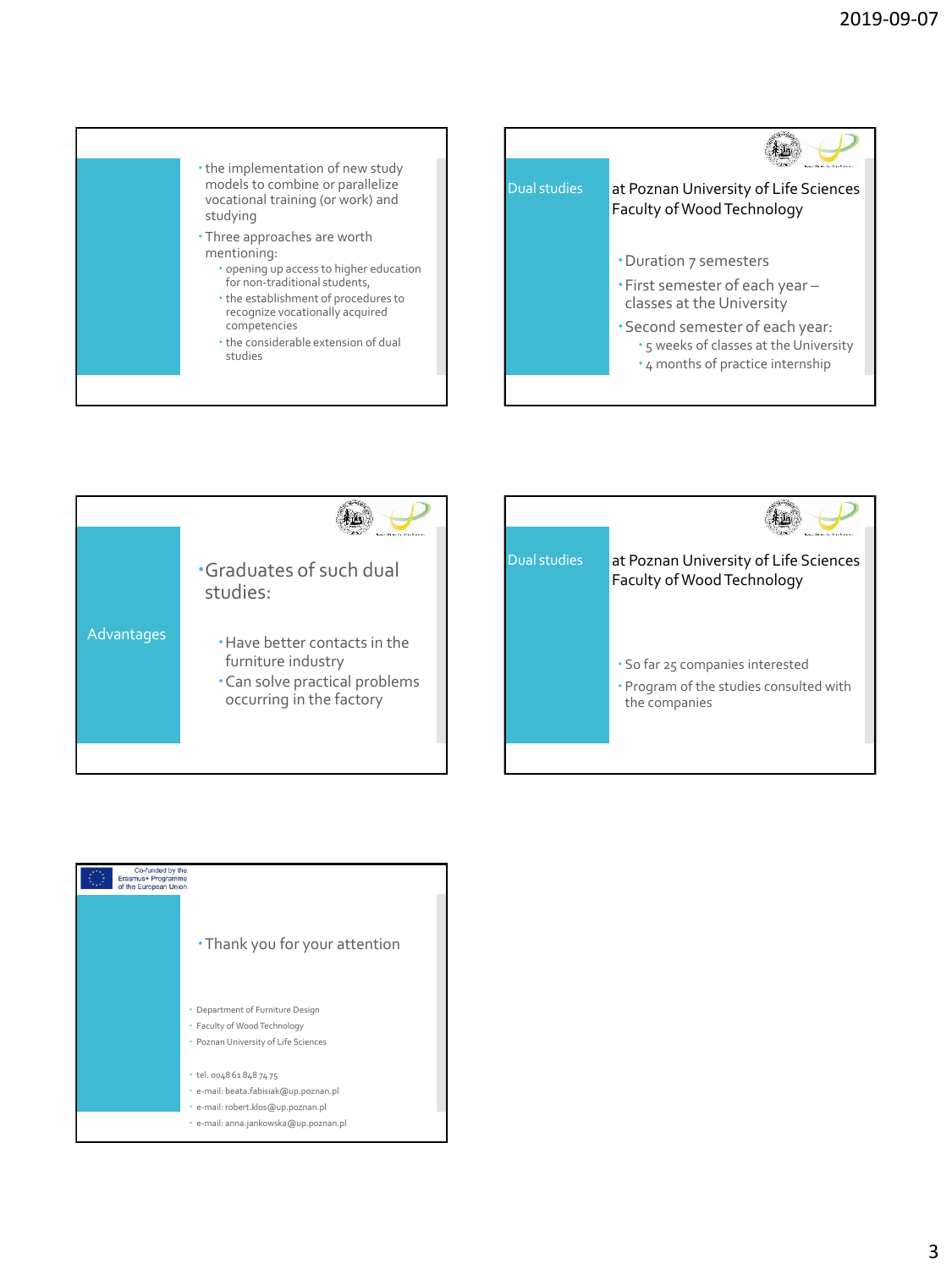- the implementation of new study models to combine or parallelize vocational training (or work) and studying
- Three approaches are worth mentioning:
  - opening up access to higher education for non-traditional students,
  - the establishment of procedures to recognize vocationally acquired competencies
  - the considerable extension of dual studies

---

Dual studies

at Poznan University of Life Sciences Faculty of Wood Technology

- Duration 7 semesters
- First semester of each year – classes at the University
- Second semester of each year:
  - 5 weeks of classes at the University
  - 4 months of practice internship

---

Advantages

- Graduates of such dual studies:
  - Have better contacts in the furniture industry
  - Can solve practical problems occurring in the factory

---

Dual studies

at Poznan University of Life Sciences Faculty of Wood Technology

- So far 25 companies interested
- Program of the studies consulted with the companies

---

Co-funded by the Erasmus+ Programme of the European Union

- Thank you for your attention

- Department of Furniture Design
- Faculty of Wood Technology
- Poznan University of Life Sciences

- tel. 0048 61 848 74 75
- e-mail: beata.fabisiak@up.poznan.pl
- e-mail: robert.klos@up.poznan.pl
- e-mail: anna.jankowska@up.poznan.pl